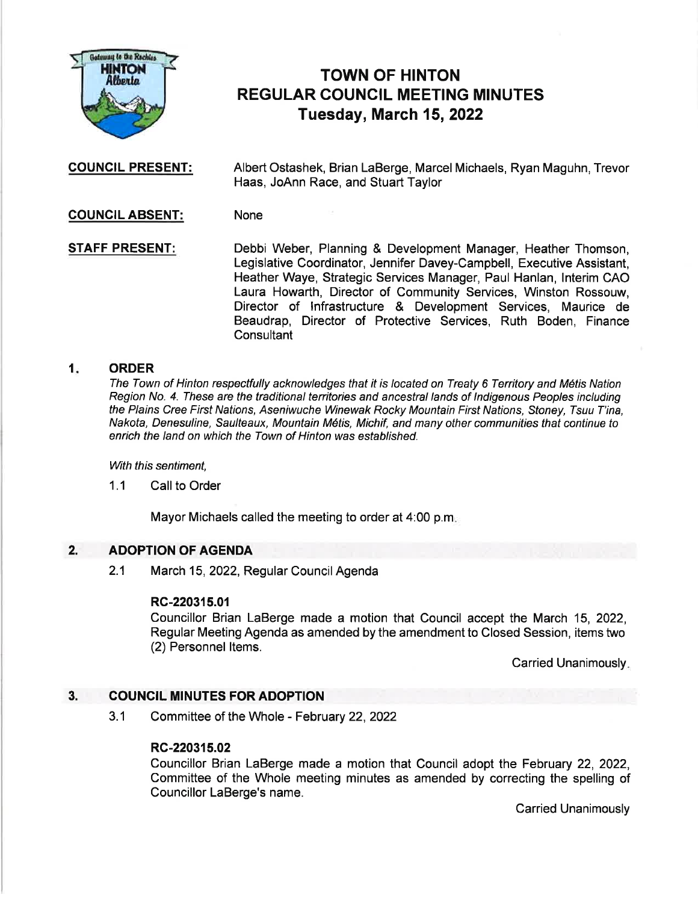# TOWN OF HINTON
## REGULAR COUNCIL MEETING MINUTES
### Tuesday, March 15, 2022

**COUNCIL PRESENT:** Albert Ostashek, Brian LaBerge, Marcel Michaels, Ryan Maguhn, Trevor Haas, JoAnn Race, and Stuart Taylor

**COUNCIL ABSENT:** None

**STAFF PRESENT:** Debbi Weber, Planning & Development Manager, Heather Thomson, Legislative Coordinator, Jennifer Davey-Campbell, Executive Assistant, Heather Waye, Strategic Services Manager, Paul Hanlan, Interim CAO Laura Howarth, Director of Community Services, Winston Rossouw, Director of Infrastructure & Development Services, Maurice de Beaudrap, Director of Protective Services, Ruth Boden, Finance Consultant

## 1. ORDER

*The Town of Hinton respectfully acknowledges that it is located on Treaty 6 Territory and Métis Nation Region No. 4. These are the traditional territories and ancestral lands of Indigenous Peoples including the Plains Cree First Nations, Aseniwuche Winewak Rocky Mountain First Nations, Stoney, Tsuu T'ina, Nakota, Denesuline, Saulteaux, Mountain Métis, Michif, and many other communities that continue to enrich the land on which the Town of Hinton was established.*

*With this sentiment,*

1.1 Call to Order

Mayor Michaels called the meeting to order at 4:00 p.m.

## 2. ADOPTION OF AGENDA

2.1 March 15, 2022, Regular Council Agenda

**RC-220315.01**

Councillor Brian LaBerge made a motion that Council accept the March 15, 2022, Regular Meeting Agenda as amended by the amendment to Closed Session, items two (2) Personnel Items.

Carried Unanimously.

## 3. COUNCIL MINUTES FOR ADOPTION

3.1 Committee of the Whole - February 22, 2022

**RC-220315.02**

Councillor Brian LaBerge made a motion that Council adopt the February 22, 2022, Committee of the Whole meeting minutes as amended by correcting the spelling of Councillor LaBerge's name.

Carried Unanimously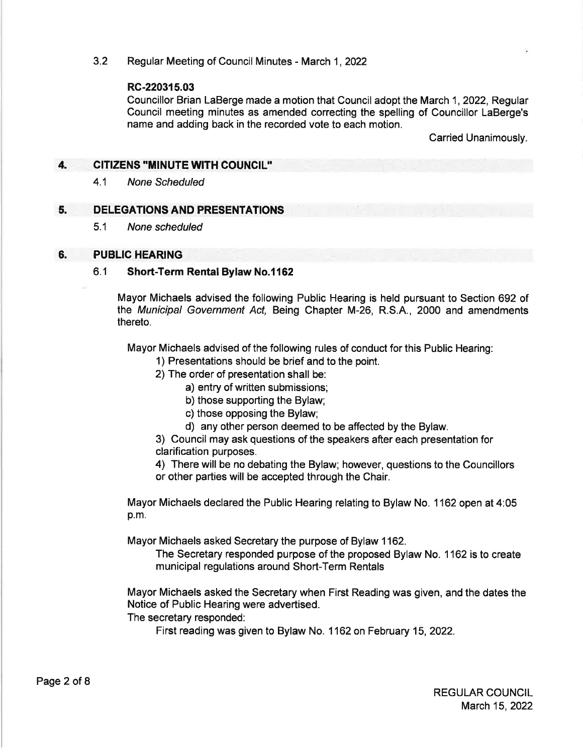3.2 Regular Meeting of Council Minutes - March 1, 2022

**RC-220315.03**

Councillor Brian LaBerge made a motion that Council adopt the March 1, 2022, Regular Council meeting minutes as amended correcting the spelling of Councillor LaBerge's name and adding back in the recorded vote to each motion.

Carried Unanimously.

## 4. CITIZENS "MINUTE WITH COUNCIL"

4.1 *None Scheduled*

## 5. DELEGATIONS AND PRESENTATIONS

5.1 *None scheduled*

## 6. PUBLIC HEARING

### 6.1 Short-Term Rental Bylaw No.1162

Mayor Michaels advised the following Public Hearing is held pursuant to Section 692 of the *Municipal Government Act,* Being Chapter M-26, R.S.A., 2000 and amendments thereto.

Mayor Michaels advised of the following rules of conduct for this Public Hearing:

1) Presentations should be brief and to the point.
2) The order of presentation shall be:
   a) entry of written submissions;
   b) those supporting the Bylaw;
   c) those opposing the Bylaw;
   d) any other person deemed to be affected by the Bylaw.
3) Council may ask questions of the speakers after each presentation for clarification purposes.
4) There will be no debating the Bylaw; however, questions to the Councillors or other parties will be accepted through the Chair.

Mayor Michaels declared the Public Hearing relating to Bylaw No. 1162 open at 4:05 p.m.

Mayor Michaels asked Secretary the purpose of Bylaw 1162.

The Secretary responded purpose of the proposed Bylaw No. 1162 is to create municipal regulations around Short-Term Rentals

Mayor Michaels asked the Secretary when First Reading was given, and the dates the Notice of Public Hearing were advertised.

The secretary responded:

First reading was given to Bylaw No. 1162 on February 15, 2022.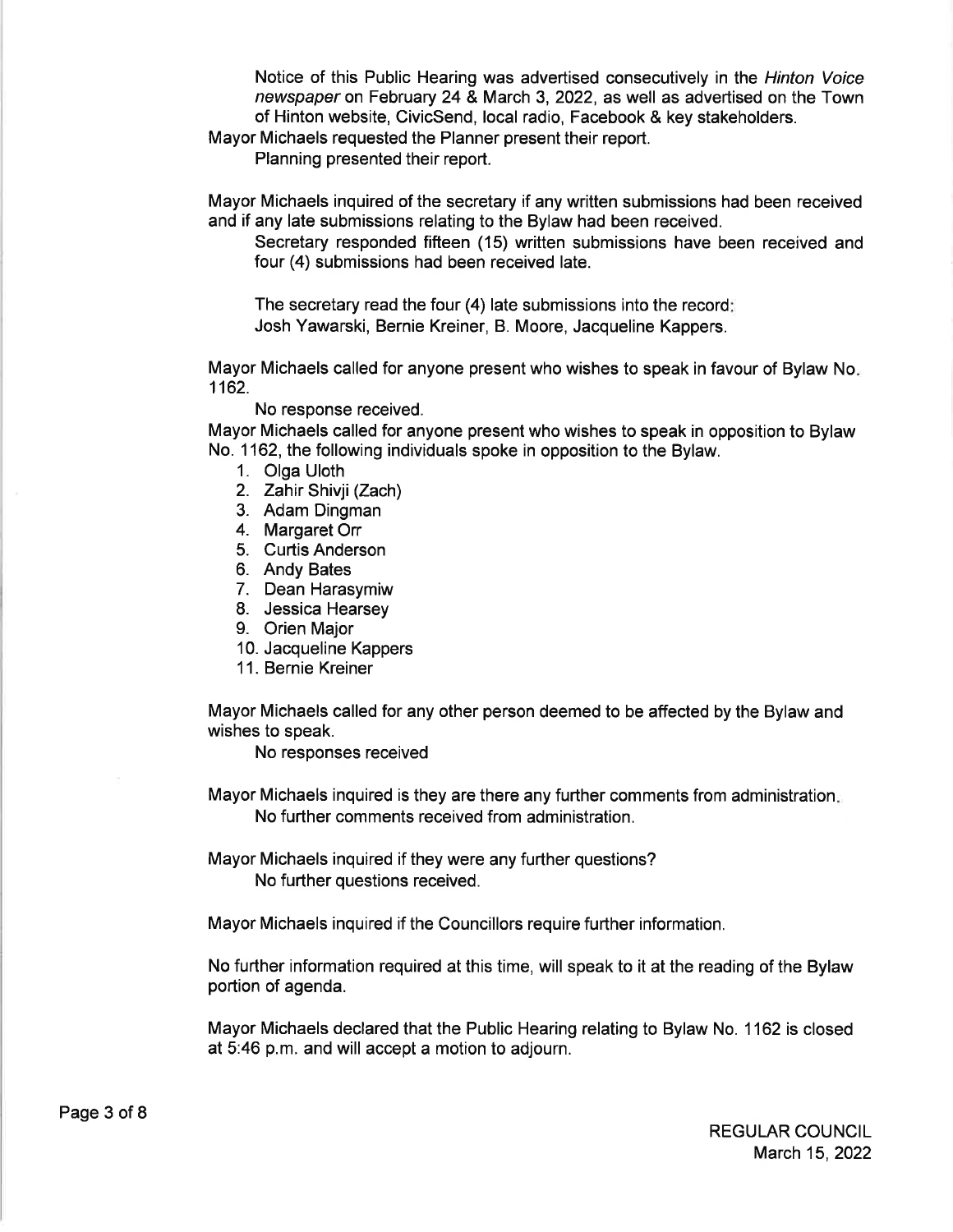Notice of this Public Hearing was advertised consecutively in the *Hinton Voice newspaper* on February 24 & March 3, 2022, as well as advertised on the Town of Hinton website, CivicSend, local radio, Facebook & key stakeholders.

Mayor Michaels requested the Planner present their report.

Planning presented their report.

Mayor Michaels inquired of the secretary if any written submissions had been received and if any late submissions relating to the Bylaw had been received.

Secretary responded fifteen (15) written submissions have been received and four (4) submissions had been received late.

The secretary read the four (4) late submissions into the record:
Josh Yawarski, Bernie Kreiner, B. Moore, Jacqueline Kappers.

Mayor Michaels called for anyone present who wishes to speak in favour of Bylaw No. 1162.

No response received.

Mayor Michaels called for anyone present who wishes to speak in opposition to Bylaw No. 1162, the following individuals spoke in opposition to the Bylaw.

1. Olga Uloth
2. Zahir Shivji (Zach)
3. Adam Dingman
4. Margaret Orr
5. Curtis Anderson
6. Andy Bates
7. Dean Harasymiw
8. Jessica Hearsey
9. Orien Major
10. Jacqueline Kappers
11. Bernie Kreiner

Mayor Michaels called for any other person deemed to be affected by the Bylaw and wishes to speak.

No responses received

Mayor Michaels inquired is they are there any further comments from administration.

No further comments received from administration.

Mayor Michaels inquired if they were any further questions?

No further questions received.

Mayor Michaels inquired if the Councillors require further information.

No further information required at this time, will speak to it at the reading of the Bylaw portion of agenda.

Mayor Michaels declared that the Public Hearing relating to Bylaw No. 1162 is closed at 5:46 p.m. and will accept a motion to adjourn.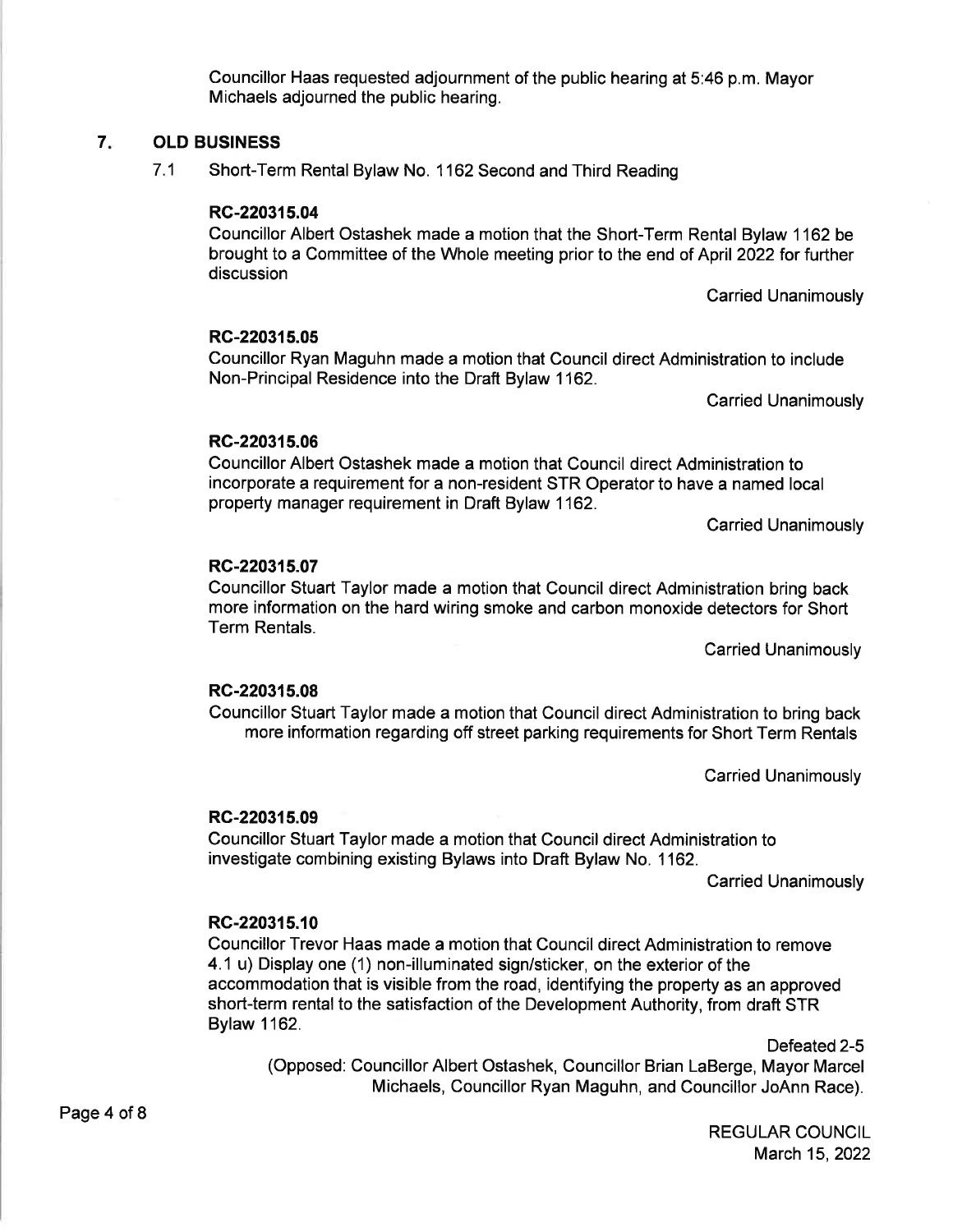Councillor Haas requested adjournment of the public hearing at 5:46 p.m. Mayor Michaels adjourned the public hearing.

## 7. OLD BUSINESS

7.1 Short-Term Rental Bylaw No. 1162 Second and Third Reading

**RC-220315.04**

Councillor Albert Ostashek made a motion that the Short-Term Rental Bylaw 1162 be brought to a Committee of the Whole meeting prior to the end of April 2022 for further discussion

Carried Unanimously

**RC-220315.05**

Councillor Ryan Maguhn made a motion that Council direct Administration to include Non-Principal Residence into the Draft Bylaw 1162.

Carried Unanimously

**RC-220315.06**

Councillor Albert Ostashek made a motion that Council direct Administration to incorporate a requirement for a non-resident STR Operator to have a named local property manager requirement in Draft Bylaw 1162.

Carried Unanimously

**RC-220315.07**

Councillor Stuart Taylor made a motion that Council direct Administration bring back more information on the hard wiring smoke and carbon monoxide detectors for Short Term Rentals.

Carried Unanimously

**RC-220315.08**

Councillor Stuart Taylor made a motion that Council direct Administration to bring back more information regarding off street parking requirements for Short Term Rentals

Carried Unanimously

**RC-220315.09**

Councillor Stuart Taylor made a motion that Council direct Administration to investigate combining existing Bylaws into Draft Bylaw No. 1162.

Carried Unanimously

**RC-220315.10**

Councillor Trevor Haas made a motion that Council direct Administration to remove 4.1 u) Display one (1) non-illuminated sign/sticker, on the exterior of the accommodation that is visible from the road, identifying the property as an approved short-term rental to the satisfaction of the Development Authority, from draft STR Bylaw 1162.

Defeated 2-5

(Opposed: Councillor Albert Ostashek, Councillor Brian LaBerge, Mayor Marcel Michaels, Councillor Ryan Maguhn, and Councillor JoAnn Race).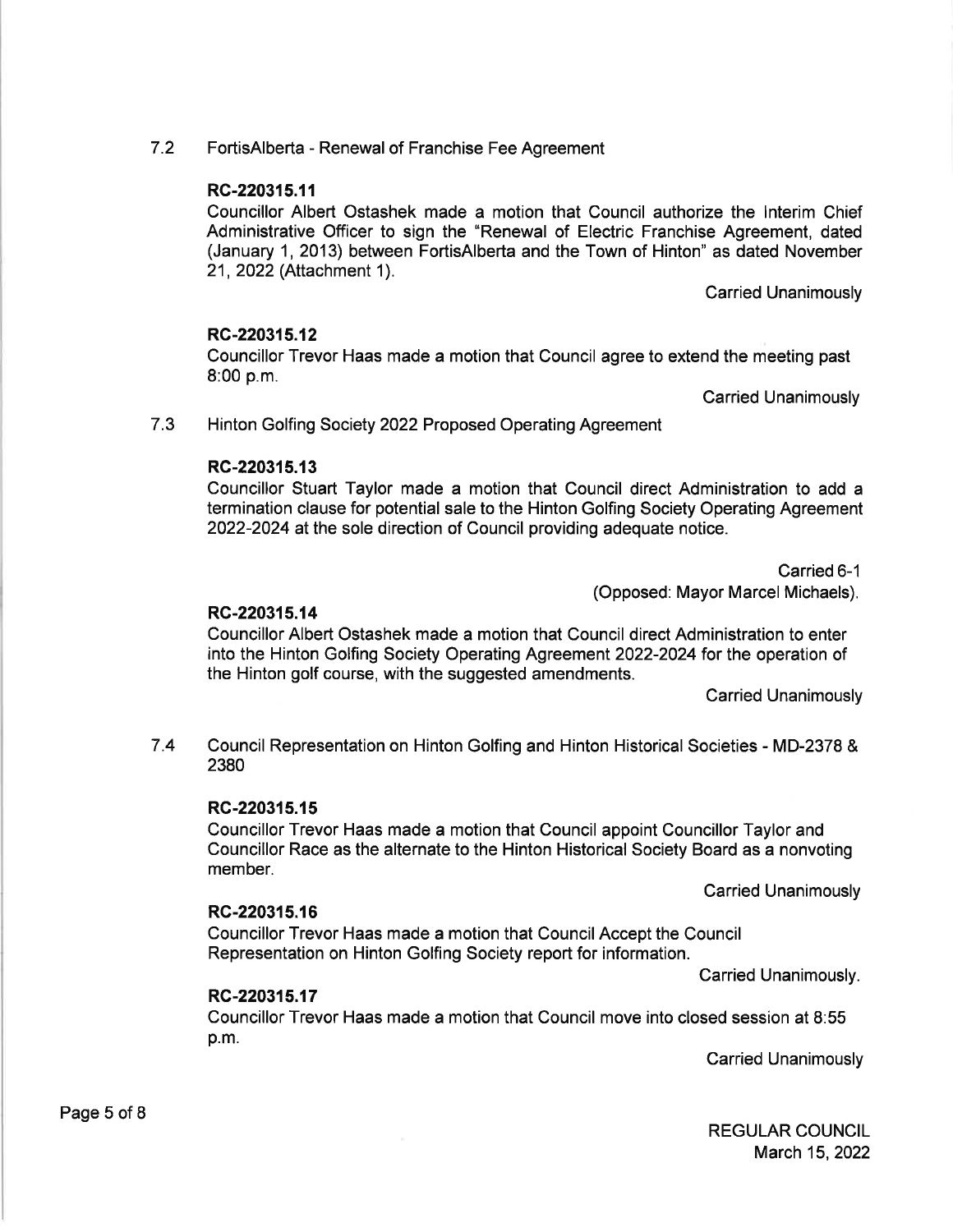## 7.2 FortisAlberta - Renewal of Franchise Fee Agreement

**RC-220315.11**

Councillor Albert Ostashek made a motion that Council authorize the Interim Chief Administrative Officer to sign the "Renewal of Electric Franchise Agreement, dated (January 1, 2013) between FortisAlberta and the Town of Hinton" as dated November 21, 2022 (Attachment 1).

Carried Unanimously

**RC-220315.12**

Councillor Trevor Haas made a motion that Council agree to extend the meeting past 8:00 p.m.

Carried Unanimously

## 7.3 Hinton Golfing Society 2022 Proposed Operating Agreement

**RC-220315.13**

Councillor Stuart Taylor made a motion that Council direct Administration to add a termination clause for potential sale to the Hinton Golfing Society Operating Agreement 2022-2024 at the sole direction of Council providing adequate notice.

Carried 6-1
(Opposed: Mayor Marcel Michaels).

**RC-220315.14**

Councillor Albert Ostashek made a motion that Council direct Administration to enter into the Hinton Golfing Society Operating Agreement 2022-2024 for the operation of the Hinton golf course, with the suggested amendments.

Carried Unanimously

## 7.4 Council Representation on Hinton Golfing and Hinton Historical Societies - MD-2378 & 2380

**RC-220315.15**

Councillor Trevor Haas made a motion that Council appoint Councillor Taylor and Councillor Race as the alternate to the Hinton Historical Society Board as a nonvoting member.

Carried Unanimously

**RC-220315.16**

Councillor Trevor Haas made a motion that Council Accept the Council Representation on Hinton Golfing Society report for information.

Carried Unanimously.

**RC-220315.17**

Councillor Trevor Haas made a motion that Council move into closed session at 8:55 p.m.

Carried Unanimously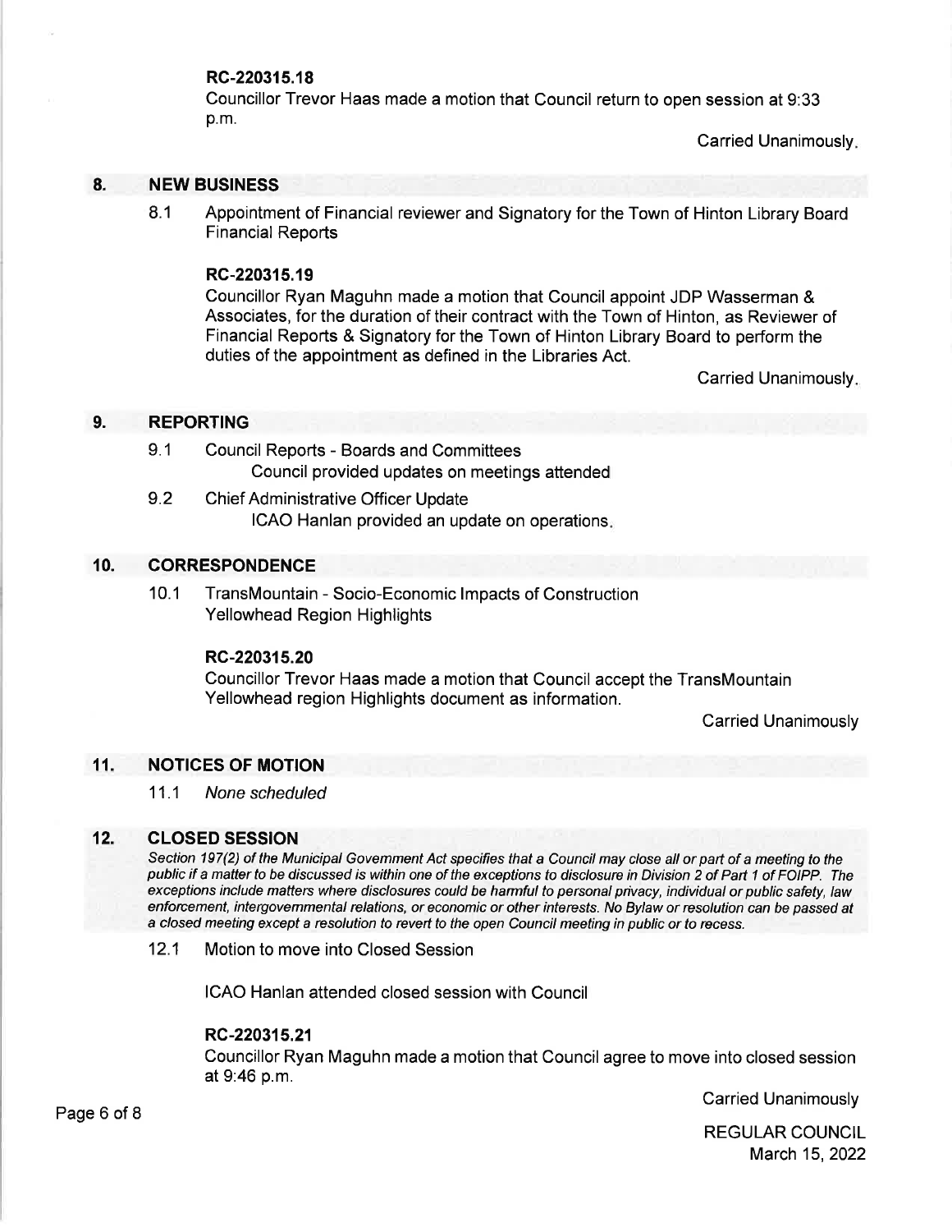**RC-220315.18**

Councillor Trevor Haas made a motion that Council return to open session at 9:33 p.m.

Carried Unanimously.

## 8. NEW BUSINESS

8.1 Appointment of Financial reviewer and Signatory for the Town of Hinton Library Board Financial Reports

**RC-220315.19**

Councillor Ryan Maguhn made a motion that Council appoint JDP Wasserman & Associates, for the duration of their contract with the Town of Hinton, as Reviewer of Financial Reports & Signatory for the Town of Hinton Library Board to perform the duties of the appointment as defined in the Libraries Act.

Carried Unanimously.

## 9. REPORTING

9.1 Council Reports - Boards and Committees
Council provided updates on meetings attended

9.2 Chief Administrative Officer Update
ICAO Hanlan provided an update on operations.

## 10. CORRESPONDENCE

10.1 TransMountain - Socio-Economic Impacts of Construction Yellowhead Region Highlights

**RC-220315.20**

Councillor Trevor Haas made a motion that Council accept the TransMountain Yellowhead region Highlights document as information.

Carried Unanimously

## 11. NOTICES OF MOTION

11.1 *None scheduled*

## 12. CLOSED SESSION

*Section 197(2) of the Municipal Government Act specifies that a Council may close all or part of a meeting to the public if a matter to be discussed is within one of the exceptions to disclosure in Division 2 of Part 1 of FOIPP. The exceptions include matters where disclosures could be harmful to personal privacy, individual or public safety, law enforcement, intergovernmental relations, or economic or other interests. No Bylaw or resolution can be passed at a closed meeting except a resolution to revert to the open Council meeting in public or to recess.*

12.1 Motion to move into Closed Session

ICAO Hanlan attended closed session with Council

**RC-220315.21**

Councillor Ryan Maguhn made a motion that Council agree to move into closed session at 9:46 p.m.

Carried Unanimously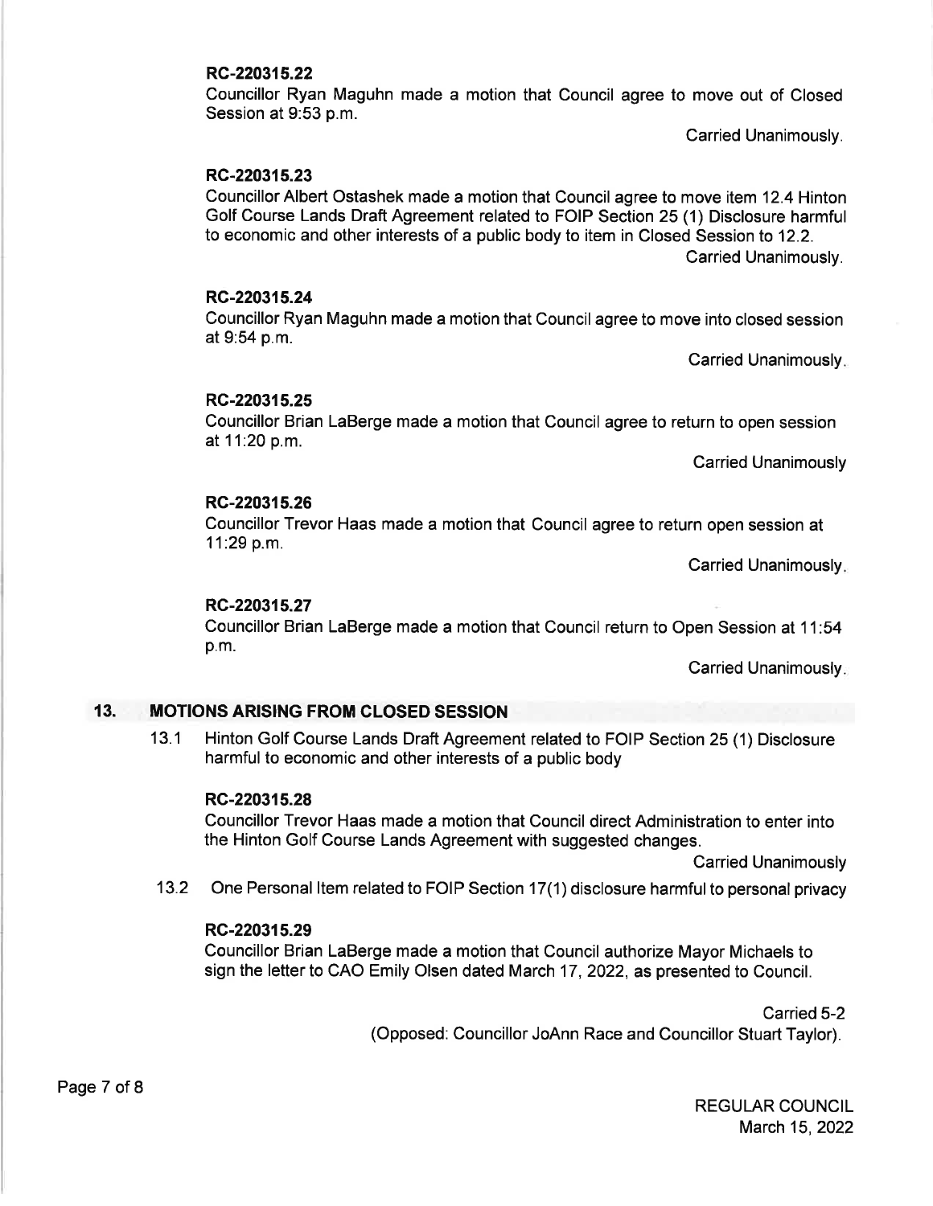**RC-220315.22**

Councillor Ryan Maguhn made a motion that Council agree to move out of Closed Session at 9:53 p.m.

Carried Unanimously.

**RC-220315.23**

Councillor Albert Ostashek made a motion that Council agree to move item 12.4 Hinton Golf Course Lands Draft Agreement related to FOIP Section 25 (1) Disclosure harmful to economic and other interests of a public body to item in Closed Session to 12.2.

Carried Unanimously.

**RC-220315.24**

Councillor Ryan Maguhn made a motion that Council agree to move into closed session at 9:54 p.m.

Carried Unanimously.

**RC-220315.25**

Councillor Brian LaBerge made a motion that Council agree to return to open session at 11:20 p.m.

Carried Unanimously

**RC-220315.26**

Councillor Trevor Haas made a motion that Council agree to return open session at 11:29 p.m.

Carried Unanimously.

**RC-220315.27**

Councillor Brian LaBerge made a motion that Council return to Open Session at 11:54 p.m.

Carried Unanimously.

## 13. MOTIONS ARISING FROM CLOSED SESSION

13.1 Hinton Golf Course Lands Draft Agreement related to FOIP Section 25 (1) Disclosure harmful to economic and other interests of a public body

**RC-220315.28**

Councillor Trevor Haas made a motion that Council direct Administration to enter into the Hinton Golf Course Lands Agreement with suggested changes.

Carried Unanimously

13.2 One Personal Item related to FOIP Section 17(1) disclosure harmful to personal privacy

**RC-220315.29**

Councillor Brian LaBerge made a motion that Council authorize Mayor Michaels to sign the letter to CAO Emily Olsen dated March 17, 2022, as presented to Council.

Carried 5-2
(Opposed: Councillor JoAnn Race and Councillor Stuart Taylor).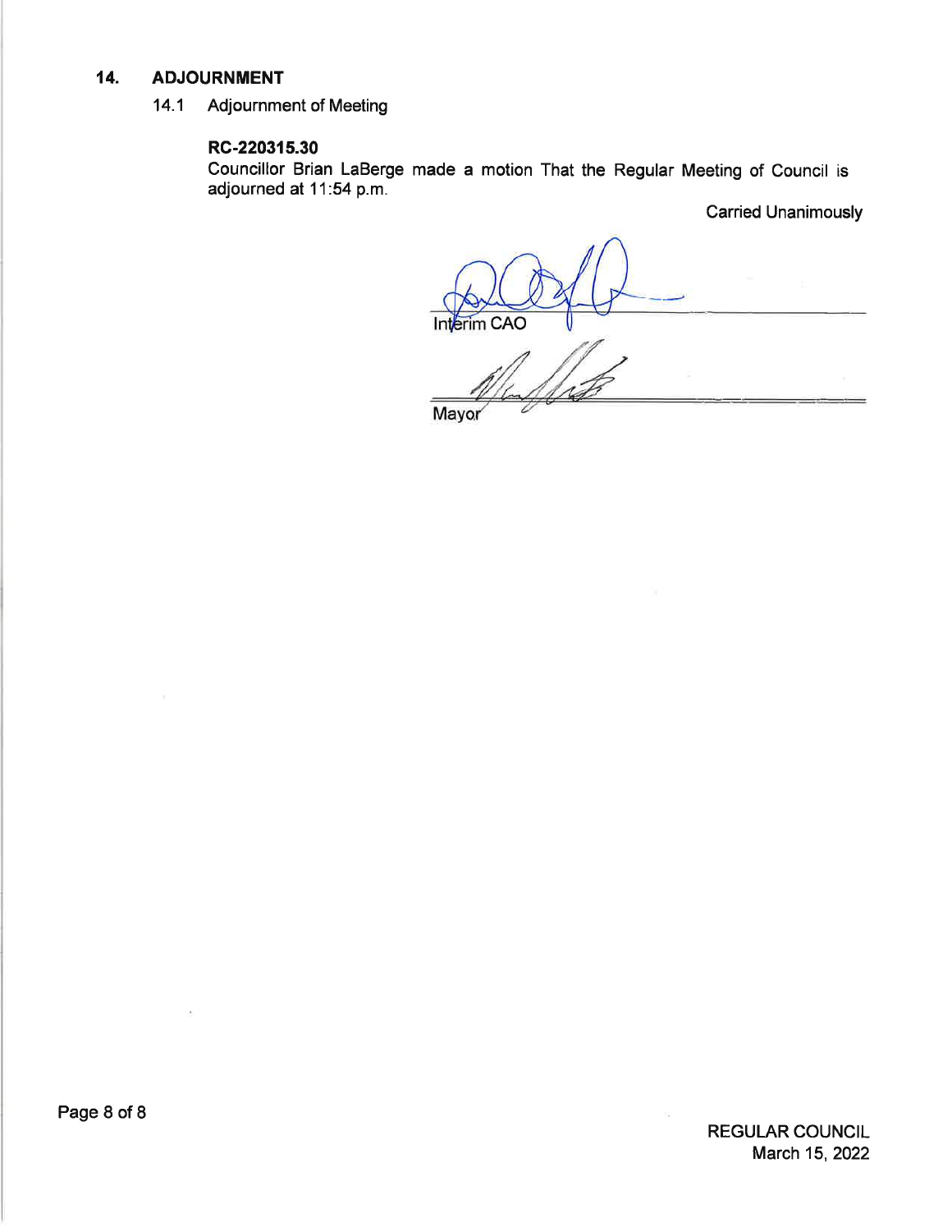## 14. ADJOURNMENT

14.1 Adjournment of Meeting

**RC-220315.30**

Councillor Brian LaBerge made a motion That the Regular Meeting of Council is adjourned at 11:54 p.m.

Carried Unanimously

Interim CAO

Mayor